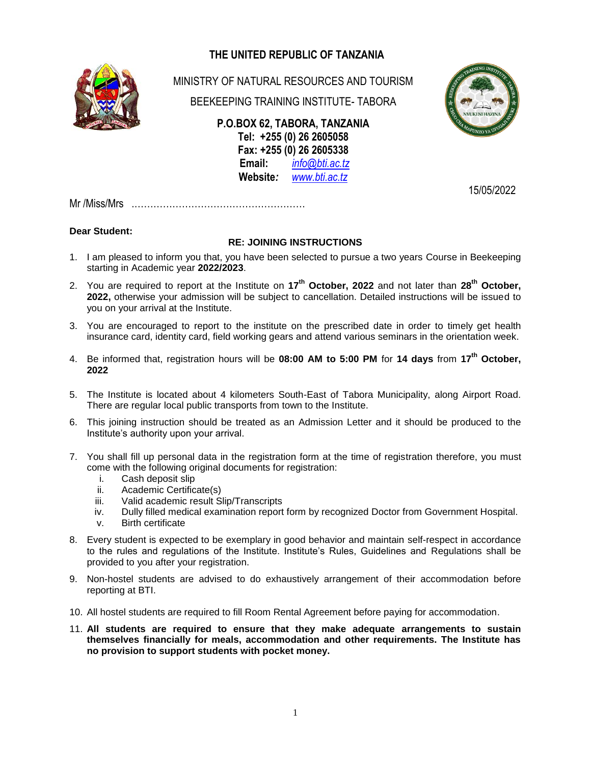# THE UNITED REPUBLIC OF TANZANIA

MINISTRY OF NATURAL RESOURCES AND TOURISM

BEEKEEPING TRAINING INSTITUTE- TABORA

**P.O.BOX 62, TABORA, TANZANIA**
**Tel: +255 (0) 26 2605058**
**Fax: +255 (0) 26 2605338**
**Email:** *info@bti.ac.tz*
**Website:** *www.bti.ac.tz*

15/05/2022

Mr /Miss/Mrs ………………………………………………

**Dear Student:**

**RE: JOINING INSTRUCTIONS**

1. I am pleased to inform you that, you have been selected to pursue a two years Course in Beekeeping starting in Academic year **2022/2023**.
2. You are required to report at the Institute on **17th October, 2022** and not later than **28th October, 2022,** otherwise your admission will be subject to cancellation. Detailed instructions will be issued to you on your arrival at the Institute.
3. You are encouraged to report to the institute on the prescribed date in order to timely get health insurance card, identity card, field working gears and attend various seminars in the orientation week.
4. Be informed that, registration hours will be **08:00 AM to 5:00 PM** for **14 days** from **17th October, 2022**
5. The Institute is located about 4 kilometers South-East of Tabora Municipality, along Airport Road. There are regular local public transports from town to the Institute.
6. This joining instruction should be treated as an Admission Letter and it should be produced to the Institute's authority upon your arrival.
7. You shall fill up personal data in the registration form at the time of registration therefore, you must come with the following original documents for registration:
   i. Cash deposit slip
   ii. Academic Certificate(s)
   iii. Valid academic result Slip/Transcripts
   iv. Dully filled medical examination report form by recognized Doctor from Government Hospital.
   v. Birth certificate
8. Every student is expected to be exemplary in good behavior and maintain self-respect in accordance to the rules and regulations of the Institute. Institute's Rules, Guidelines and Regulations shall be provided to you after your registration.
9. Non-hostel students are advised to do exhaustively arrangement of their accommodation before reporting at BTI.
10. All hostel students are required to fill Room Rental Agreement before paying for accommodation.
11. **All students are required to ensure that they make adequate arrangements to sustain themselves financially for meals, accommodation and other requirements. The Institute has no provision to support students with pocket money.**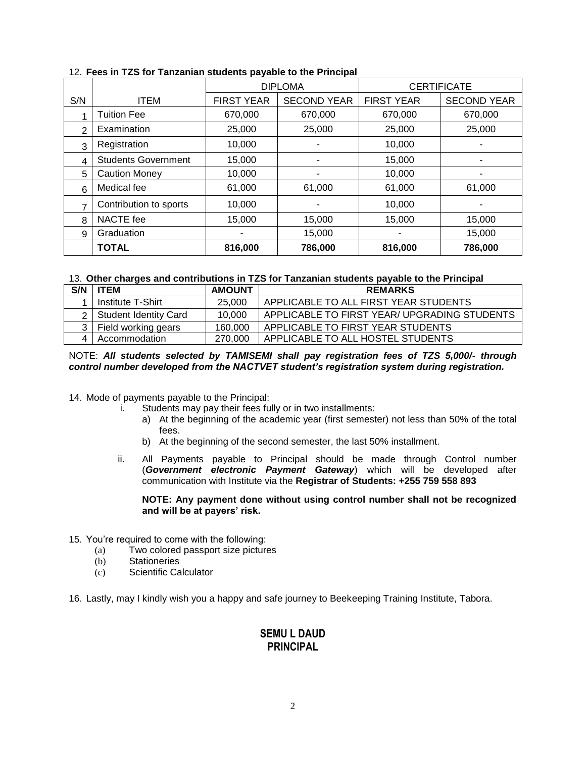12. **Fees in TZS for Tanzanian students payable to the Principal**

| S/N | ITEM | DIPLOMA | | CERTIFICATE | |
|---|---|---|---|---|---|
| | | FIRST YEAR | SECOND YEAR | FIRST YEAR | SECOND YEAR |
| 1 | Tuition Fee | 670,000 | 670,000 | 670,000 | 670,000 |
| 2 | Examination | 25,000 | 25,000 | 25,000 | 25,000 |
| 3 | Registration | 10,000 | - | 10,000 | - |
| 4 | Students Government | 15,000 | - | 15,000 | - |
| 5 | Caution Money | 10,000 | - | 10,000 | - |
| 6 | Medical fee | 61,000 | 61,000 | 61,000 | 61,000 |
| 7 | Contribution to sports | 10,000 | - | 10,000 | - |
| 8 | NACTE fee | 15,000 | 15,000 | 15,000 | 15,000 |
| 9 | Graduation | - | 15,000 | - | 15,000 |
| | **TOTAL** | **816,000** | **786,000** | **816,000** | **786,000** |

13. **Other charges and contributions in TZS for Tanzanian students payable to the Principal**

| S/N | ITEM | AMOUNT | REMARKS |
|---|---|---|---|
| 1 | Institute T-Shirt | 25,000 | APPLICABLE TO ALL FIRST YEAR STUDENTS |
| 2 | Student Identity Card | 10,000 | APPLICABLE TO FIRST YEAR/ UPGRADING STUDENTS |
| 3 | Field working gears | 160,000 | APPLICABLE TO FIRST YEAR STUDENTS |
| 4 | Accommodation | 270,000 | APPLICABLE TO ALL HOSTEL STUDENTS |

NOTE: ***All students selected by TAMISEMI shall pay registration fees of TZS 5,000/- through control number developed from the NACTVET student's registration system during registration.***

14. Mode of payments payable to the Principal:
    i. Students may pay their fees fully or in two installments:
        a) At the beginning of the academic year (first semester) not less than 50% of the total fees.
        b) At the beginning of the second semester, the last 50% installment.

    ii. All Payments payable to Principal should be made through Control number (***Government electronic Payment Gateway***) which will be developed after communication with Institute via the **Registrar of Students: +255 759 558 893**

    **NOTE: Any payment done without using control number shall not be recognized and will be at payers' risk.**

15. You're required to come with the following:
    (a) Two colored passport size pictures
    (b) Stationeries
    (c) Scientific Calculator

16. Lastly, may I kindly wish you a happy and safe journey to Beekeeping Training Institute, Tabora.

**SEMU L DAUD**
**PRINCIPAL**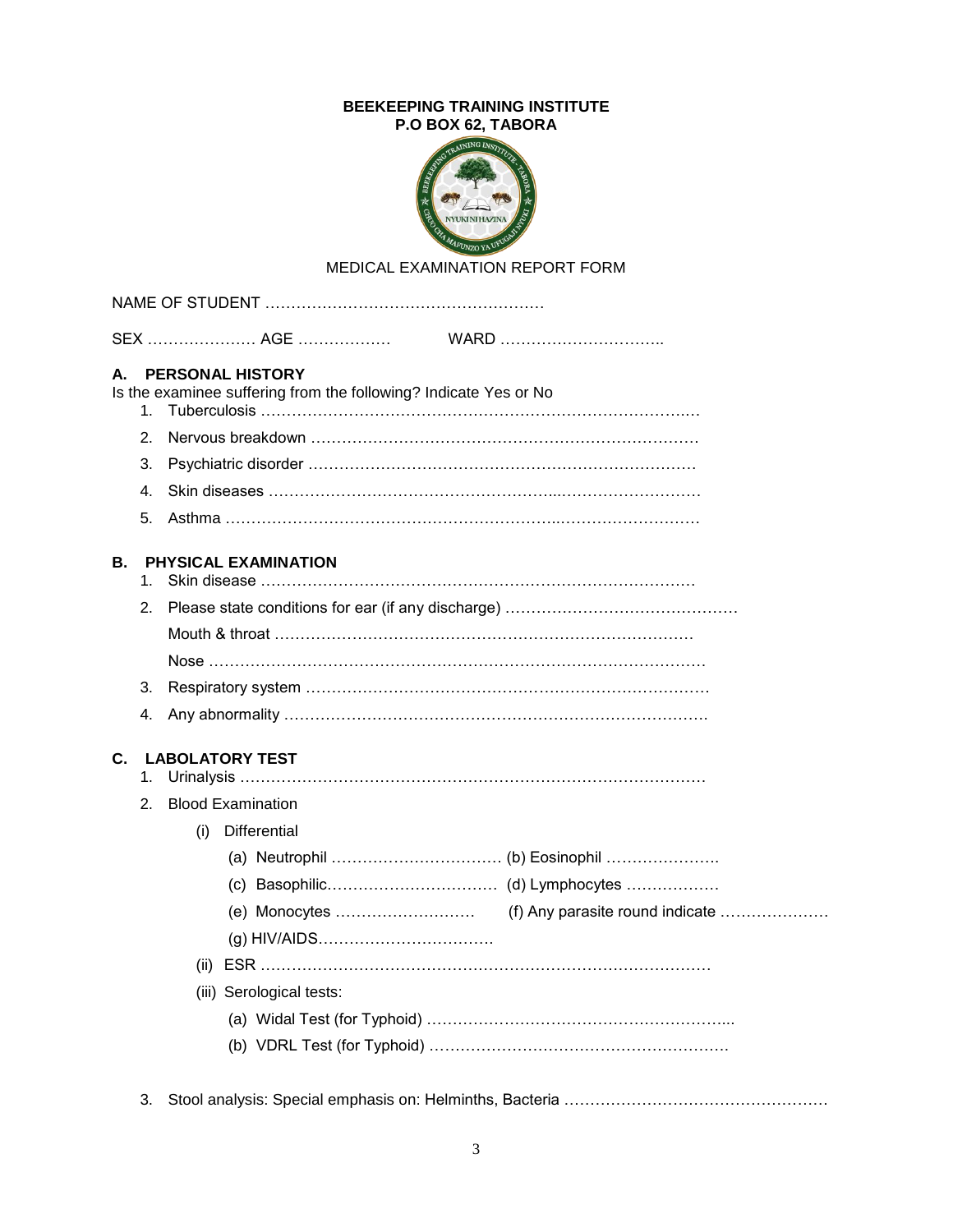**BEEKEEPING TRAINING INSTITUTE**
**P.O BOX 62, TABORA**

MEDICAL EXAMINATION REPORT FORM

NAME OF STUDENT ………………………………………………

SEX ………………… AGE ……………… WARD …………………………..

## A. PERSONAL HISTORY

Is the examinee suffering from the following? Indicate Yes or No

1. Tuberculosis ………………………………………………………………………….
2. Nervous breakdown ………………………………………………………………….
3. Psychiatric disorder ………………………………………………………………….
4. Skin diseases ………………………………………………………………………….
5. Asthma ………………………………………………………………………………….

## B. PHYSICAL EXAMINATION

1. Skin disease ………………………………………………………………………….
2. Please state conditions for ear (if any discharge) ………………………………………
   Mouth & throat ……………………………………………………………………
   Nose ………………………………………………………………………………….
3. Respiratory system …………………………………………………………………….
4. Any abnormality ……………………………………………………………………….

## C. LABOLATORY TEST

1. Urinalysis ……………………………………………………………………………….
2. Blood Examination
   (i) Differential
      (a) Neutrophil …………………………… (b) Eosinophil ………………….
      (c) Basophilic…………………………… (d) Lymphocytes ………………
      (e) Monocytes ……………………… (f) Any parasite round indicate …………………
      (g) HIV/AIDS…………………………….
   (ii) ESR ……………………………………………………………………………
   (iii) Serological tests:
      (a) Widal Test (for Typhoid) …………………………………………………...
      (b) VDRL Test (for Typhoid) ………………………………………………….
3. Stool analysis: Special emphasis on: Helminths, Bacteria ……………………………………………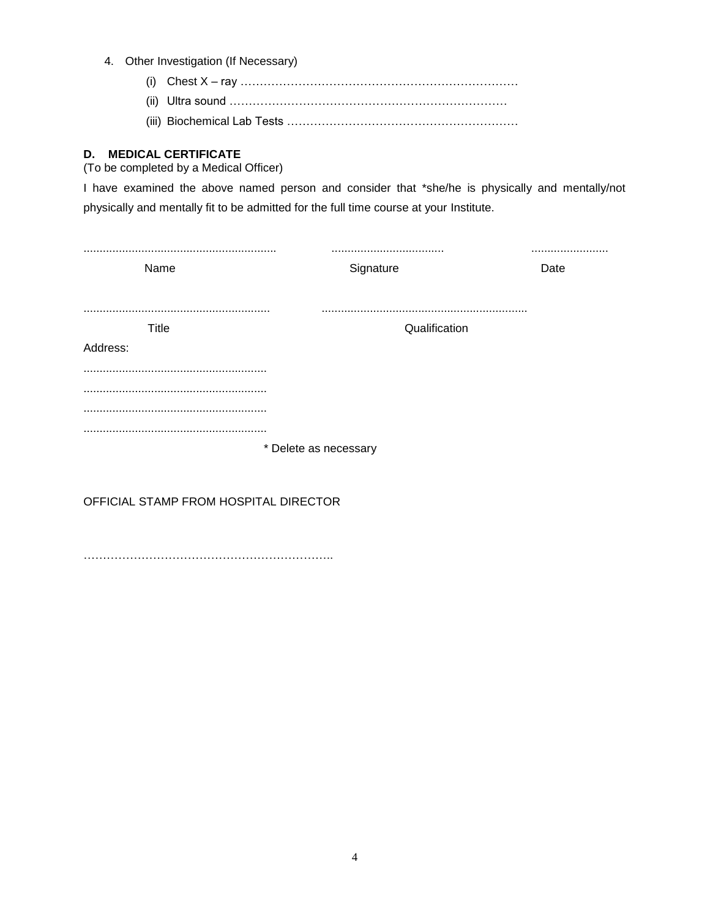4. Other Investigation (If Necessary)

   (i) Chest X – ray ………………………………………………………………

   (ii) Ultra sound ………………………………………………………………

   (iii) Biochemical Lab Tests ……………………………………………………

**D. MEDICAL CERTIFICATE**

(To be completed by a Medical Officer)

I have examined the above named person and consider that *she/he is physically and mentally/not physically and mentally fit to be admitted for the full time course at your Institute.

| | | |
|---|---|---|
| ............................................................ | .................................. | ........................ |
| Name | Signature | Date |

| | |
|---|---|
| .......................................................... | ............................................................... |
| Title | Qualification |

Address:

.........................................................

.........................................................

.........................................................

.........................................................

\* Delete as necessary

OFFICIAL STAMP FROM HOSPITAL DIRECTOR

………………………………………………………..